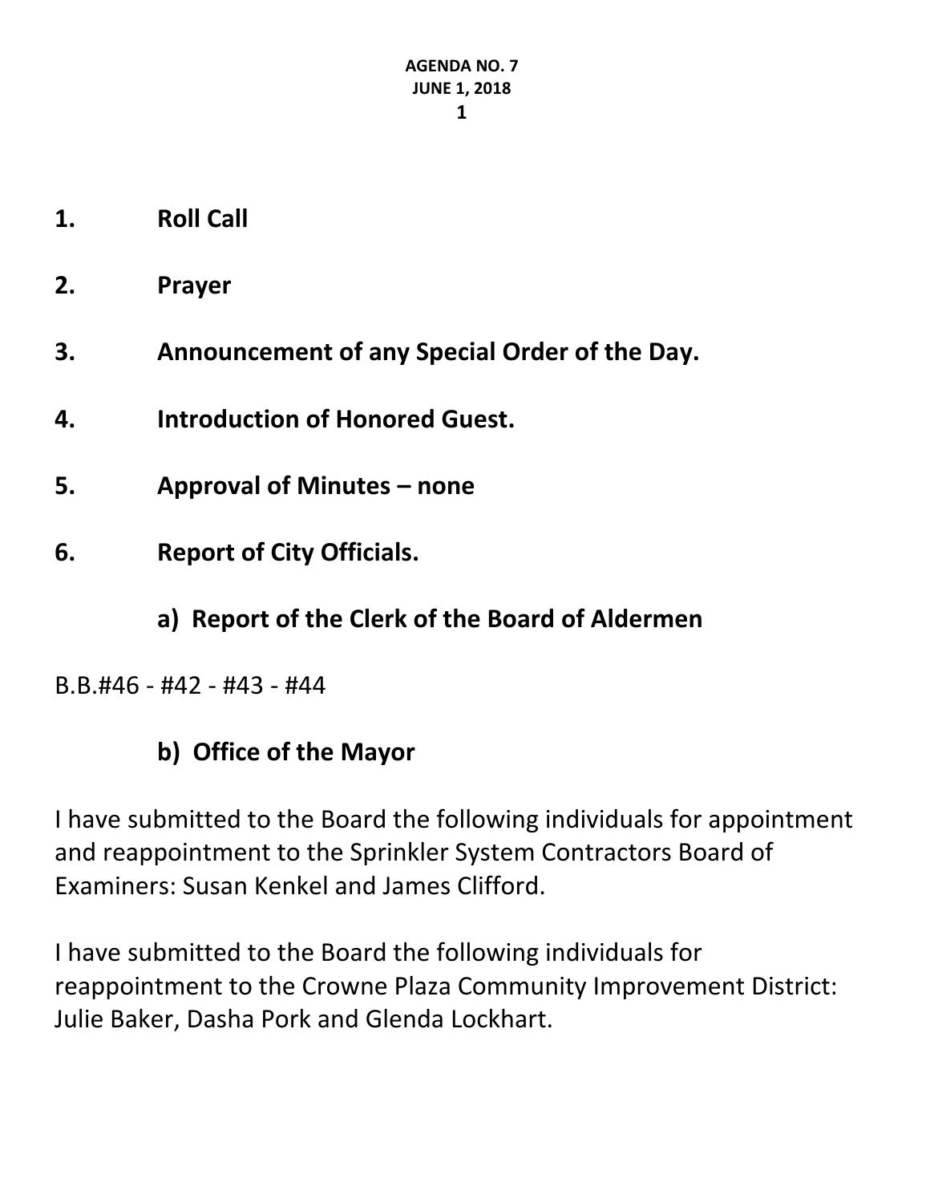**AGENDA NO. 7**
**JUNE 1, 2018**

1. **Roll Call**

2. **Prayer**

3. **Announcement of any Special Order of the Day.**

4. **Introduction of Honored Guest.**

5. **Approval of Minutes – none**

6. **Report of City Officials.**

### a) Report of the Clerk of the Board of Aldermen

B.B.#46 - #42 - #43 - #44

### b) Office of the Mayor

I have submitted to the Board the following individuals for appointment and reappointment to the Sprinkler System Contractors Board of Examiners: Susan Kenkel and James Clifford.

I have submitted to the Board the following individuals for reappointment to the Crowne Plaza Community Improvement District: Julie Baker, Dasha Pork and Glenda Lockhart.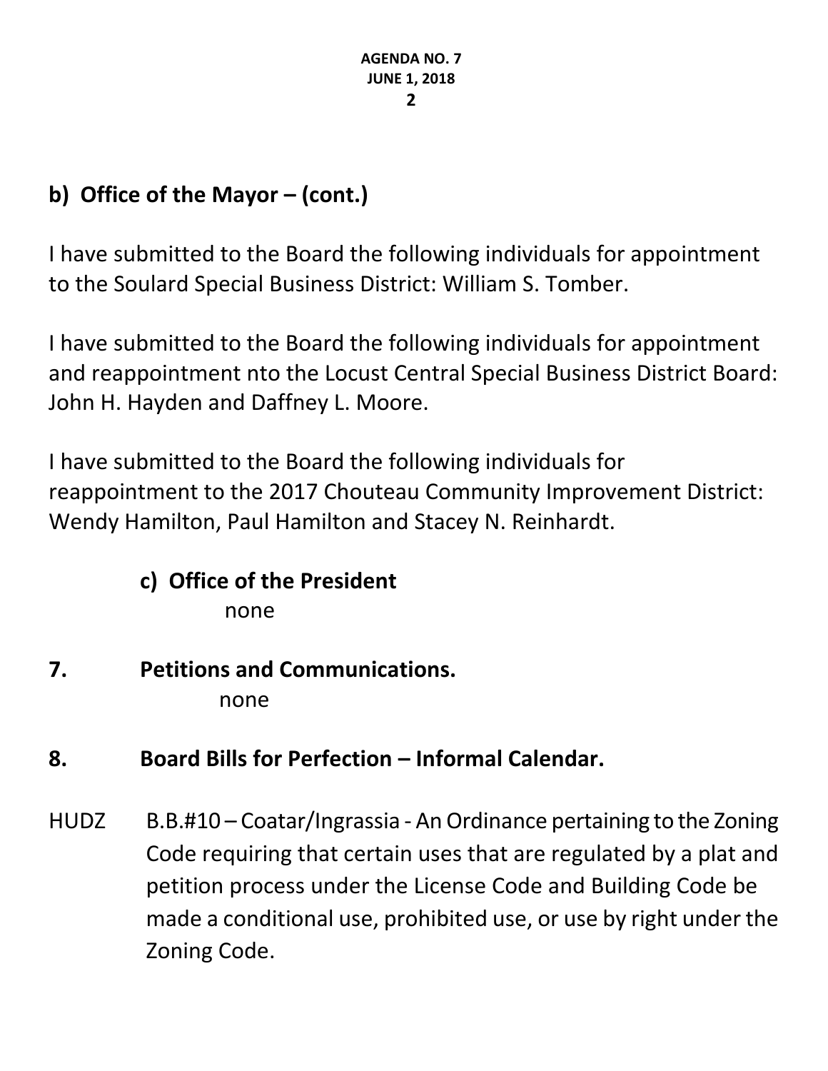## b) Office of the Mayor – (cont.)

I have submitted to the Board the following individuals for appointment to the Soulard Special Business District: William S. Tomber.

I have submitted to the Board the following individuals for appointment and reappointment nto the Locust Central Special Business District Board: John H. Hayden and Daffney L. Moore.

I have submitted to the Board the following individuals for reappointment to the 2017 Chouteau Community Improvement District: Wendy Hamilton, Paul Hamilton and Stacey N. Reinhardt.

### c) Office of the President

none

## 7. Petitions and Communications.

none

## 8. Board Bills for Perfection – Informal Calendar.

HUDZ B.B.#10 – Coatar/Ingrassia - An Ordinance pertaining to the Zoning Code requiring that certain uses that are regulated by a plat and petition process under the License Code and Building Code be made a conditional use, prohibited use, or use by right under the Zoning Code.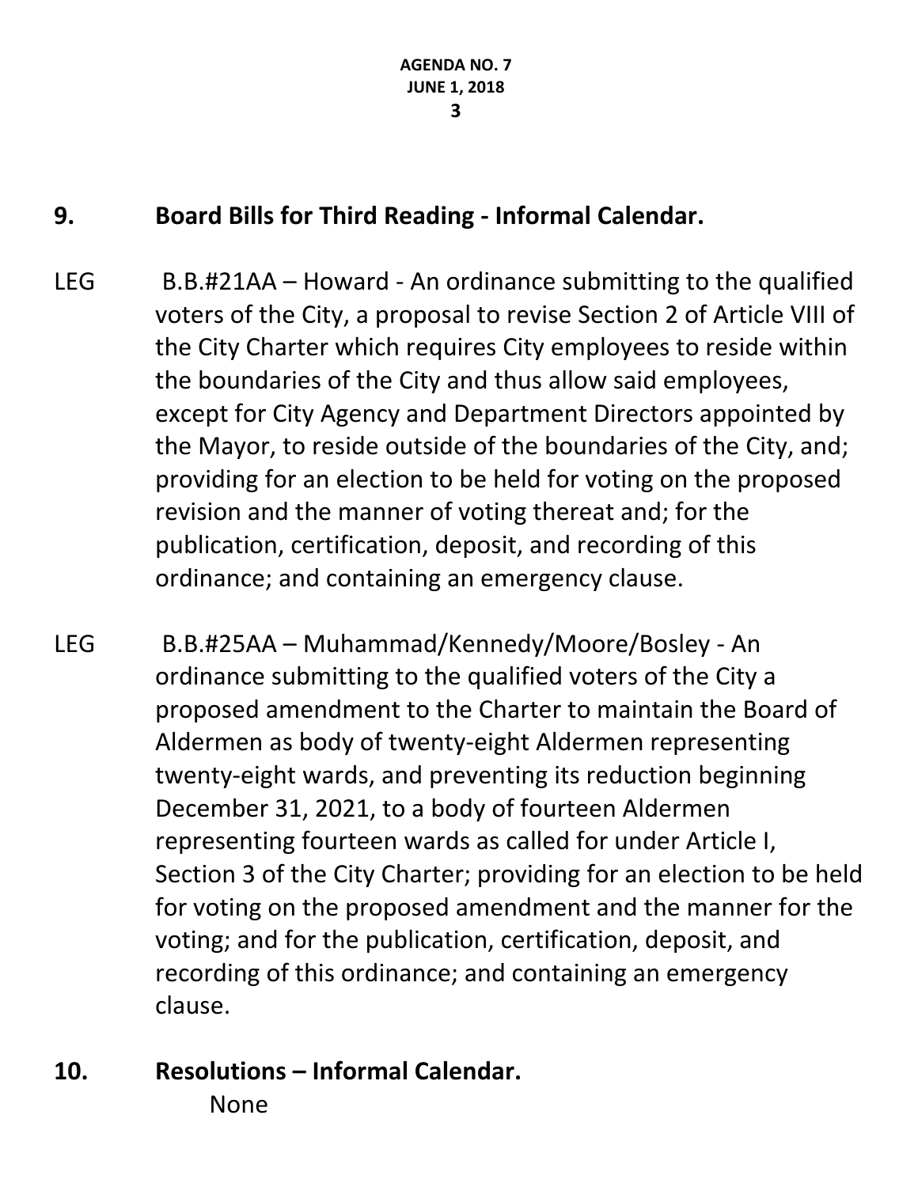## 9. Board Bills for Third Reading - Informal Calendar.

LEG B.B.#21AA – Howard - An ordinance submitting to the qualified voters of the City, a proposal to revise Section 2 of Article VIII of the City Charter which requires City employees to reside within the boundaries of the City and thus allow said employees, except for City Agency and Department Directors appointed by the Mayor, to reside outside of the boundaries of the City, and; providing for an election to be held for voting on the proposed revision and the manner of voting thereat and; for the publication, certification, deposit, and recording of this ordinance; and containing an emergency clause.

LEG B.B.#25AA – Muhammad/Kennedy/Moore/Bosley - An ordinance submitting to the qualified voters of the City a proposed amendment to the Charter to maintain the Board of Aldermen as body of twenty-eight Aldermen representing twenty-eight wards, and preventing its reduction beginning December 31, 2021, to a body of fourteen Aldermen representing fourteen wards as called for under Article I, Section 3 of the City Charter; providing for an election to be held for voting on the proposed amendment and the manner for the voting; and for the publication, certification, deposit, and recording of this ordinance; and containing an emergency clause.

## 10. Resolutions – Informal Calendar.

None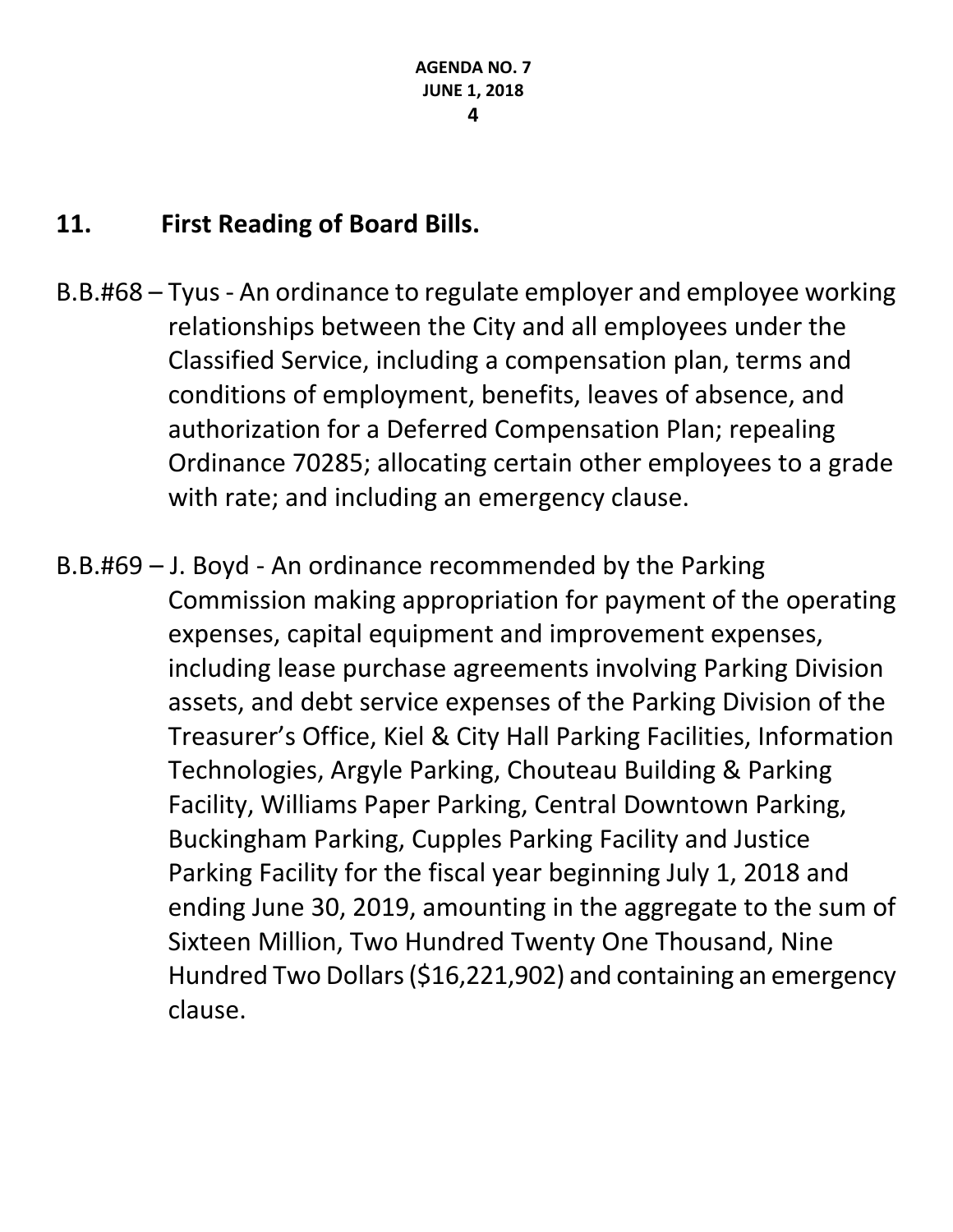## 11. First Reading of Board Bills.

B.B.#68 – Tyus - An ordinance to regulate employer and employee working relationships between the City and all employees under the Classified Service, including a compensation plan, terms and conditions of employment, benefits, leaves of absence, and authorization for a Deferred Compensation Plan; repealing Ordinance 70285; allocating certain other employees to a grade with rate; and including an emergency clause.

B.B.#69 – J. Boyd - An ordinance recommended by the Parking Commission making appropriation for payment of the operating expenses, capital equipment and improvement expenses, including lease purchase agreements involving Parking Division assets, and debt service expenses of the Parking Division of the Treasurer's Office, Kiel & City Hall Parking Facilities, Information Technologies, Argyle Parking, Chouteau Building & Parking Facility, Williams Paper Parking, Central Downtown Parking, Buckingham Parking, Cupples Parking Facility and Justice Parking Facility for the fiscal year beginning July 1, 2018 and ending June 30, 2019, amounting in the aggregate to the sum of Sixteen Million, Two Hundred Twenty One Thousand, Nine Hundred Two Dollars ($16,221,902) and containing an emergency clause.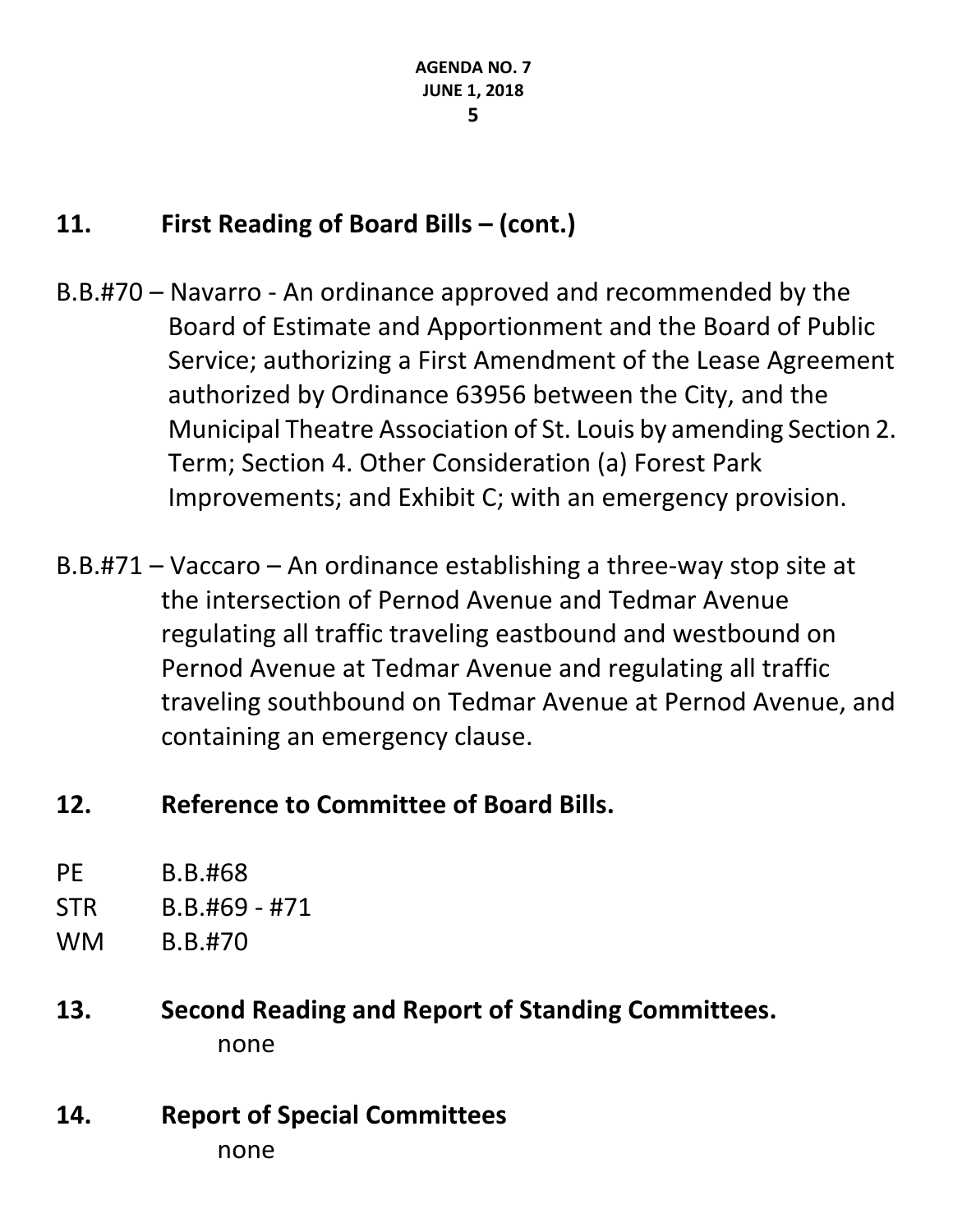## 11. First Reading of Board Bills – (cont.)

B.B.#70 – Navarro - An ordinance approved and recommended by the Board of Estimate and Apportionment and the Board of Public Service; authorizing a First Amendment of the Lease Agreement authorized by Ordinance 63956 between the City, and the Municipal Theatre Association of St. Louis by amending Section 2. Term; Section 4. Other Consideration (a) Forest Park Improvements; and Exhibit C; with an emergency provision.

B.B.#71 – Vaccaro – An ordinance establishing a three-way stop site at the intersection of Pernod Avenue and Tedmar Avenue regulating all traffic traveling eastbound and westbound on Pernod Avenue at Tedmar Avenue and regulating all traffic traveling southbound on Tedmar Avenue at Pernod Avenue, and containing an emergency clause.

## 12. Reference to Committee of Board Bills.

PE B.B.#68
STR B.B.#69 - #71
WM B.B.#70

## 13. Second Reading and Report of Standing Committees.

none

## 14. Report of Special Committees

none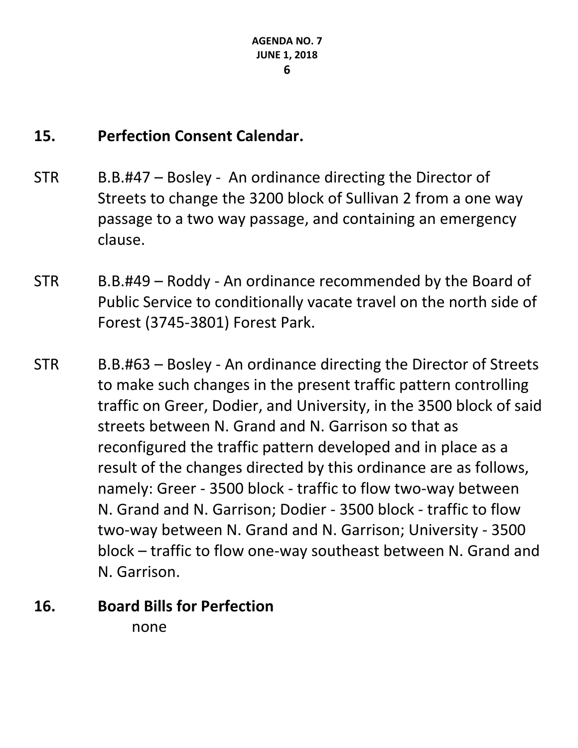## 15. Perfection Consent Calendar.

STR B.B.#47 – Bosley - An ordinance directing the Director of Streets to change the 3200 block of Sullivan 2 from a one way passage to a two way passage, and containing an emergency clause.

STR B.B.#49 – Roddy - An ordinance recommended by the Board of Public Service to conditionally vacate travel on the north side of Forest (3745-3801) Forest Park.

STR B.B.#63 – Bosley - An ordinance directing the Director of Streets to make such changes in the present traffic pattern controlling traffic on Greer, Dodier, and University, in the 3500 block of said streets between N. Grand and N. Garrison so that as reconfigured the traffic pattern developed and in place as a result of the changes directed by this ordinance are as follows, namely: Greer - 3500 block - traffic to flow two-way between N. Grand and N. Garrison; Dodier - 3500 block - traffic to flow two-way between N. Grand and N. Garrison; University - 3500 block – traffic to flow one-way southeast between N. Grand and N. Garrison.

## 16. Board Bills for Perfection

none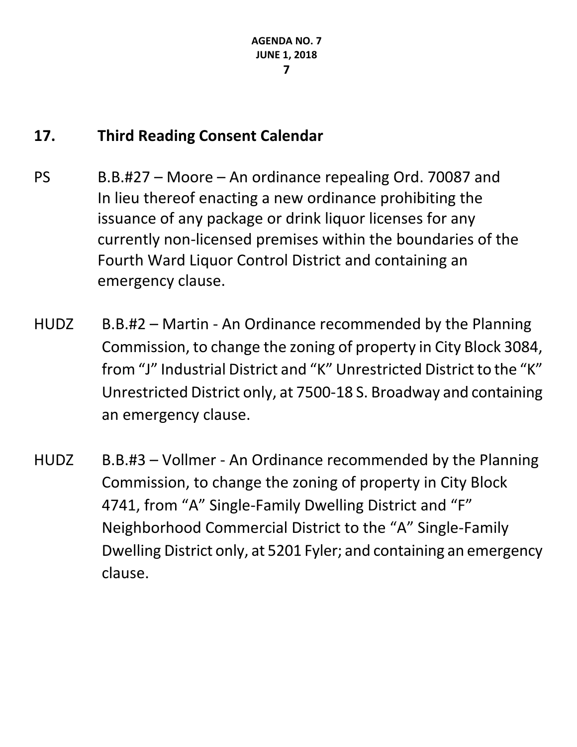## 17. Third Reading Consent Calendar

PS B.B.#27 – Moore – An ordinance repealing Ord. 70087 and In lieu thereof enacting a new ordinance prohibiting the issuance of any package or drink liquor licenses for any currently non-licensed premises within the boundaries of the Fourth Ward Liquor Control District and containing an emergency clause.

HUDZ B.B.#2 – Martin - An Ordinance recommended by the Planning Commission, to change the zoning of property in City Block 3084, from "J" Industrial District and "K" Unrestricted District to the "K" Unrestricted District only, at 7500-18 S. Broadway and containing an emergency clause.

HUDZ B.B.#3 – Vollmer - An Ordinance recommended by the Planning Commission, to change the zoning of property in City Block 4741, from "A" Single-Family Dwelling District and "F" Neighborhood Commercial District to the "A" Single-Family Dwelling District only, at 5201 Fyler; and containing an emergency clause.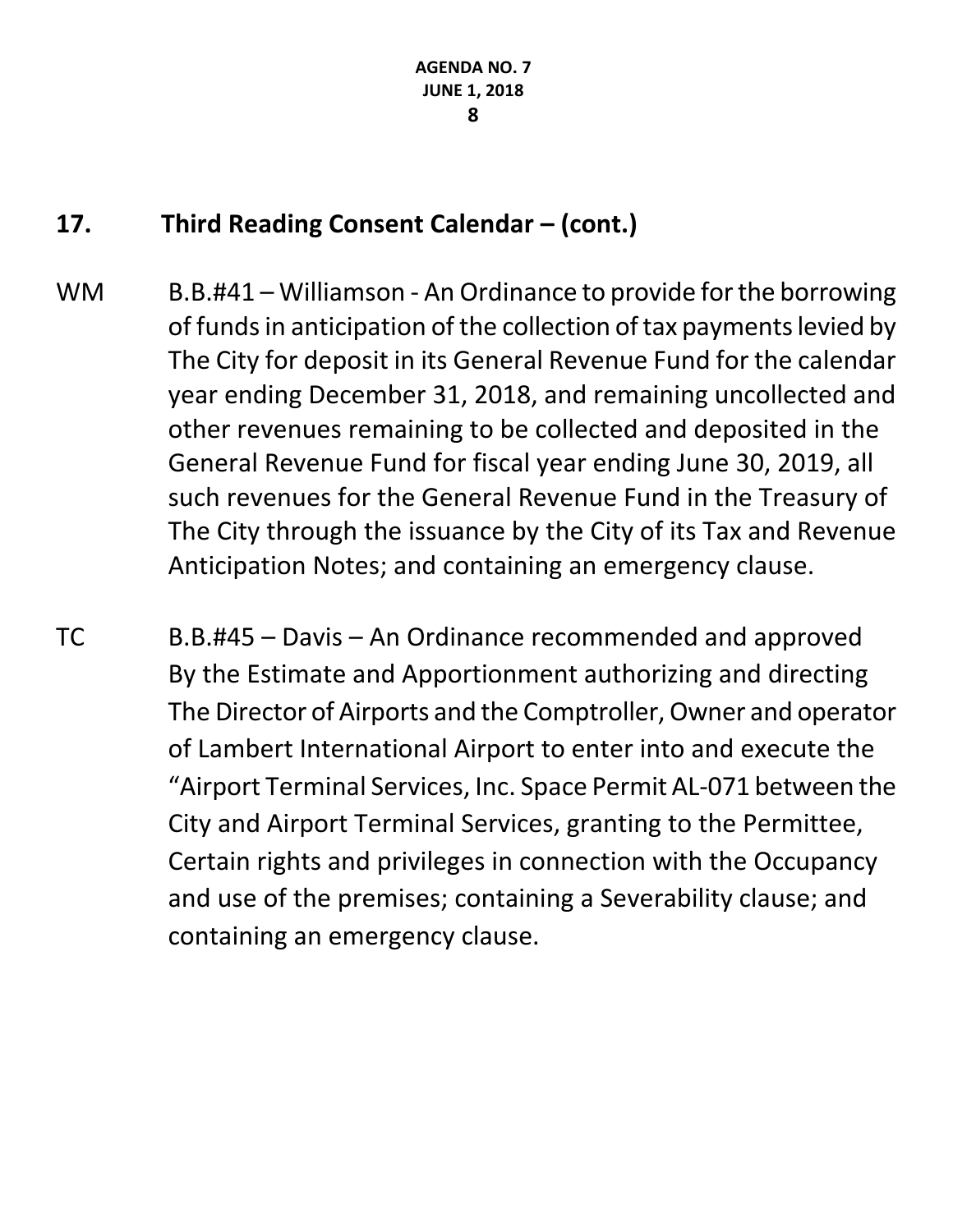## 17. Third Reading Consent Calendar – (cont.)

WM B.B.#41 – Williamson - An Ordinance to provide for the borrowing of funds in anticipation of the collection of tax payments levied by The City for deposit in its General Revenue Fund for the calendar year ending December 31, 2018, and remaining uncollected and other revenues remaining to be collected and deposited in the General Revenue Fund for fiscal year ending June 30, 2019, all such revenues for the General Revenue Fund in the Treasury of The City through the issuance by the City of its Tax and Revenue Anticipation Notes; and containing an emergency clause.

TC B.B.#45 – Davis – An Ordinance recommended and approved By the Estimate and Apportionment authorizing and directing The Director of Airports and the Comptroller, Owner and operator of Lambert International Airport to enter into and execute the "Airport Terminal Services, Inc. Space Permit AL-071 between the City and Airport Terminal Services, granting to the Permittee, Certain rights and privileges in connection with the Occupancy and use of the premises; containing a Severability clause; and containing an emergency clause.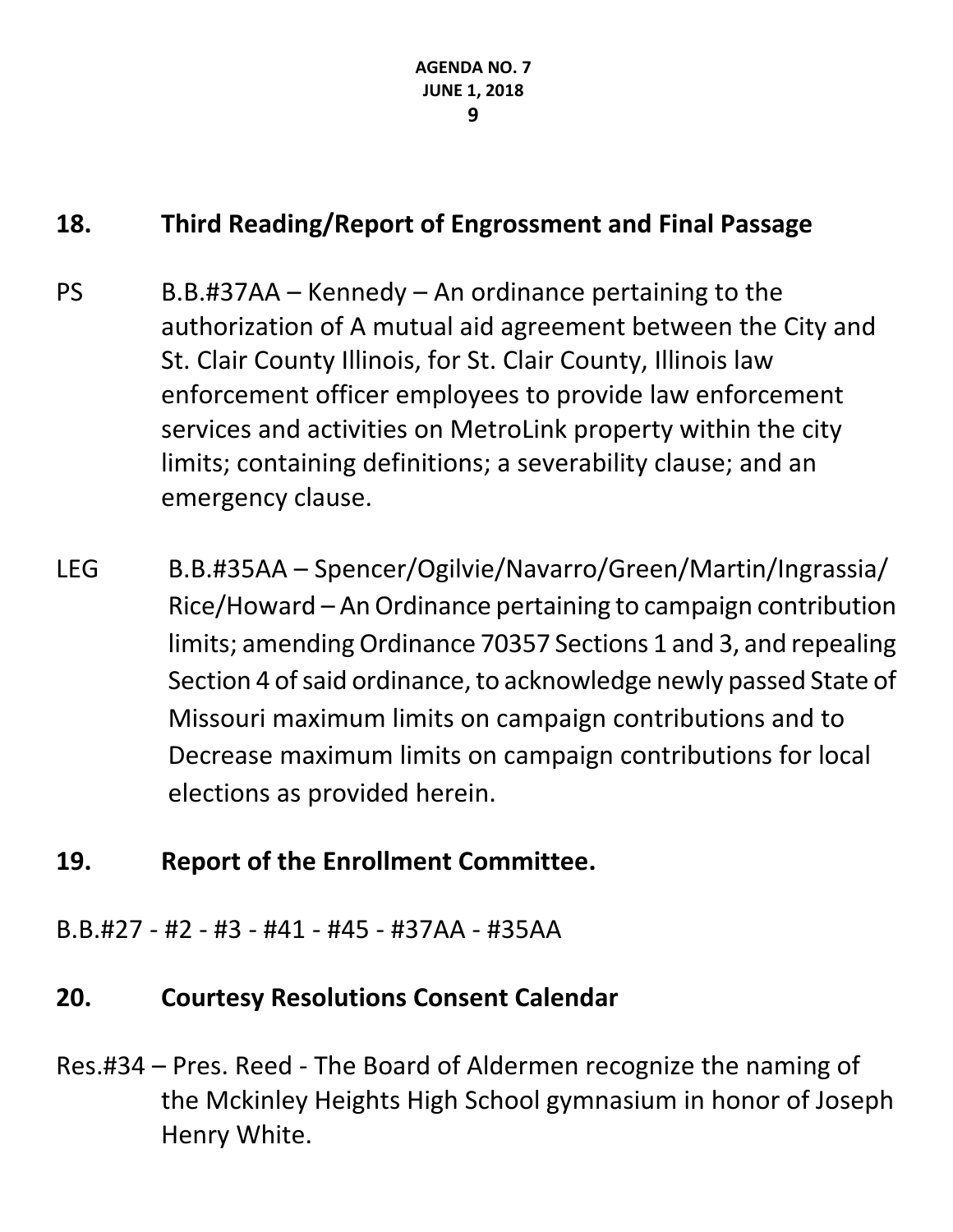## 18. Third Reading/Report of Engrossment and Final Passage

PS B.B.#37AA – Kennedy – An ordinance pertaining to the authorization of A mutual aid agreement between the City and St. Clair County Illinois, for St. Clair County, Illinois law enforcement officer employees to provide law enforcement services and activities on MetroLink property within the city limits; containing definitions; a severability clause; and an emergency clause.

LEG B.B.#35AA – Spencer/Ogilvie/Navarro/Green/Martin/Ingrassia/Rice/Howard – An Ordinance pertaining to campaign contribution limits; amending Ordinance 70357 Sections 1 and 3, and repealing Section 4 of said ordinance, to acknowledge newly passed State of Missouri maximum limits on campaign contributions and to Decrease maximum limits on campaign contributions for local elections as provided herein.

## 19. Report of the Enrollment Committee.

B.B.#27 - #2 - #3 - #41 - #45 - #37AA - #35AA

## 20. Courtesy Resolutions Consent Calendar

Res.#34 – Pres. Reed - The Board of Aldermen recognize the naming of the Mckinley Heights High School gymnasium in honor of Joseph Henry White.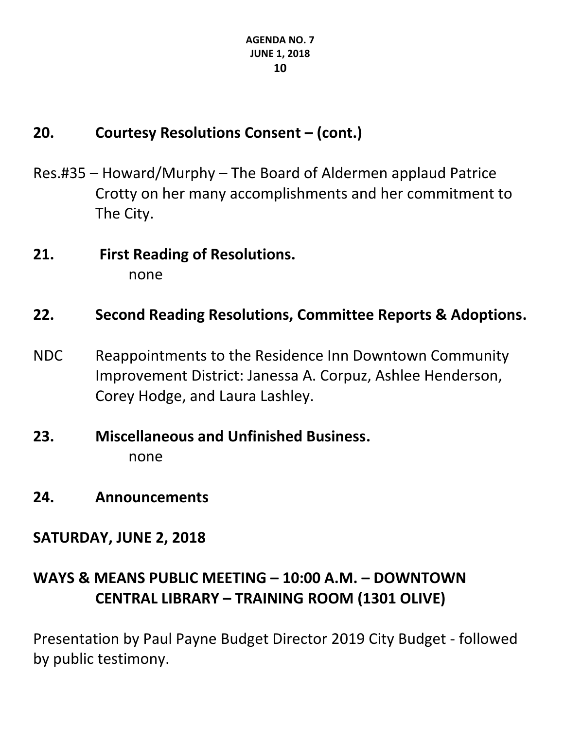**20. Courtesy Resolutions Consent – (cont.)**

Res.#35 – Howard/Murphy – The Board of Aldermen applaud Patrice Crotty on her many accomplishments and her commitment to The City.

**21. First Reading of Resolutions.**

none

**22. Second Reading Resolutions, Committee Reports & Adoptions.**

NDC Reappointments to the Residence Inn Downtown Community Improvement District: Janessa A. Corpuz, Ashlee Henderson, Corey Hodge, and Laura Lashley.

**23. Miscellaneous and Unfinished Business.**

none

**24. Announcements**

**SATURDAY, JUNE 2, 2018**

**WAYS & MEANS PUBLIC MEETING – 10:00 A.M. – DOWNTOWN CENTRAL LIBRARY – TRAINING ROOM (1301 OLIVE)**

Presentation by Paul Payne Budget Director 2019 City Budget - followed by public testimony.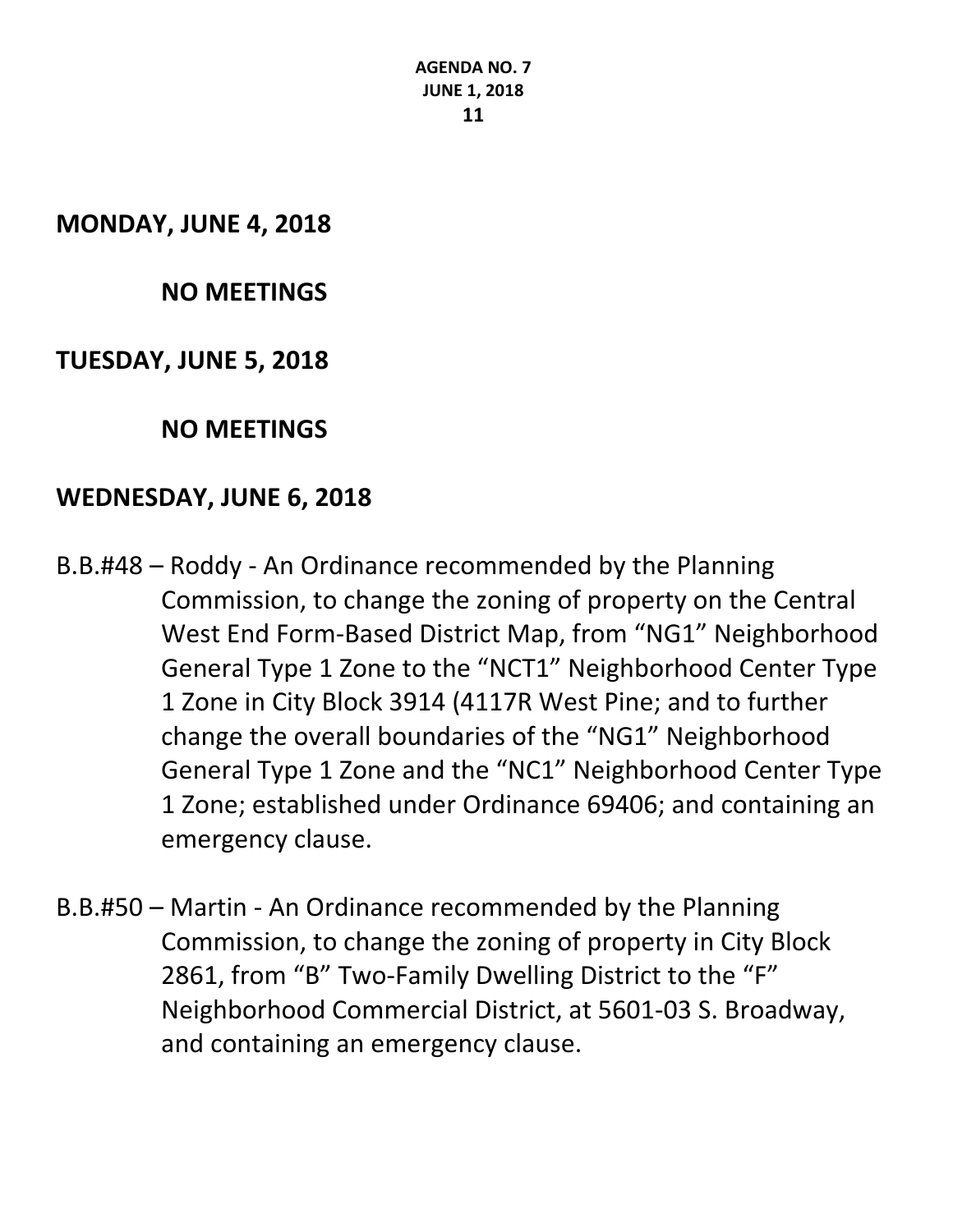**MONDAY, JUNE 4, 2018**

**NO MEETINGS**

**TUESDAY, JUNE 5, 2018**

**NO MEETINGS**

**WEDNESDAY, JUNE 6, 2018**

B.B.#48 – Roddy - An Ordinance recommended by the Planning Commission, to change the zoning of property on the Central West End Form-Based District Map, from "NG1" Neighborhood General Type 1 Zone to the "NCT1" Neighborhood Center Type 1 Zone in City Block 3914 (4117R West Pine; and to further change the overall boundaries of the "NG1" Neighborhood General Type 1 Zone and the "NC1" Neighborhood Center Type 1 Zone; established under Ordinance 69406; and containing an emergency clause.

B.B.#50 – Martin - An Ordinance recommended by the Planning Commission, to change the zoning of property in City Block 2861, from "B" Two-Family Dwelling District to the "F" Neighborhood Commercial District, at 5601-03 S. Broadway, and containing an emergency clause.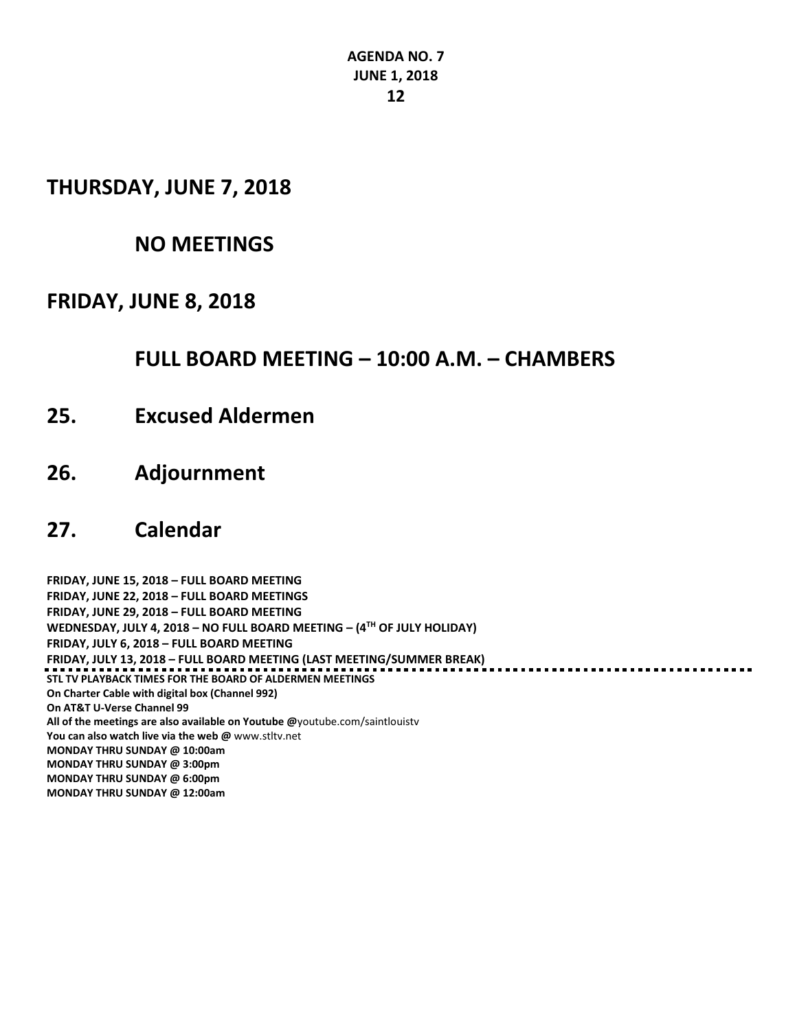## THURSDAY, JUNE 7, 2018

### NO MEETINGS

## FRIDAY, JUNE 8, 2018

### FULL BOARD MEETING – 10:00 A.M. – CHAMBERS

## 25. Excused Aldermen

## 26. Adjournment

## 27. Calendar

**FRIDAY, JUNE 15, 2018 – FULL BOARD MEETING**
**FRIDAY, JUNE 22, 2018 – FULL BOARD MEETINGS**
**FRIDAY, JUNE 29, 2018 – FULL BOARD MEETING**
**WEDNESDAY, JULY 4, 2018 – NO FULL BOARD MEETING – (4TH OF JULY HOLIDAY)**
**FRIDAY, JULY 6, 2018 – FULL BOARD MEETING**
**FRIDAY, JULY 13, 2018 – FULL BOARD MEETING (LAST MEETING/SUMMER BREAK)**

---

**STL TV PLAYBACK TIMES FOR THE BOARD OF ALDERMEN MEETINGS**
**On Charter Cable with digital box (Channel 992)**
**On AT&T U-Verse Channel 99**
**All of the meetings are also available on Youtube @**youtube.com/saintlouistv
**You can also watch live via the web @** www.stltv.net
**MONDAY THRU SUNDAY @ 10:00am**
**MONDAY THRU SUNDAY @ 3:00pm**
**MONDAY THRU SUNDAY @ 6:00pm**
**MONDAY THRU SUNDAY @ 12:00am**